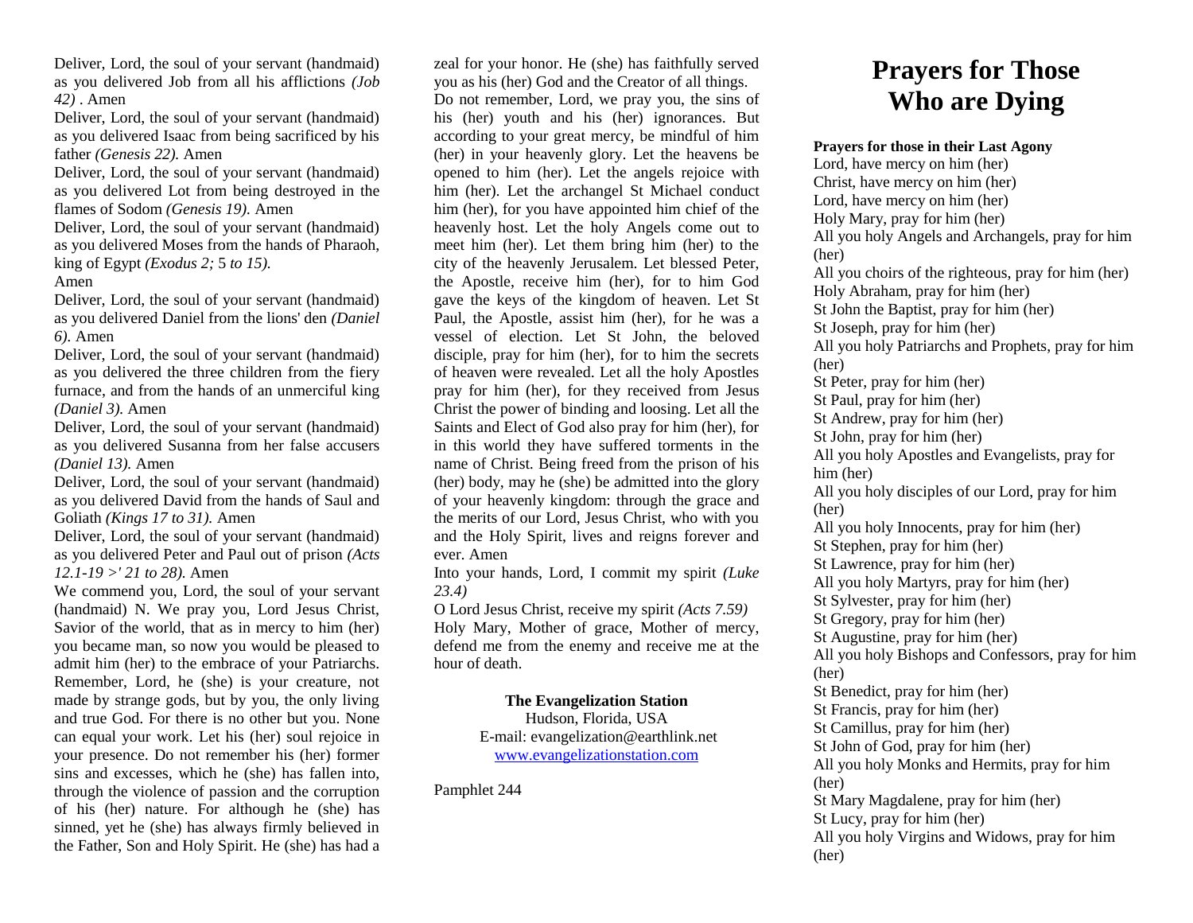Deliver, Lord, the soul of your servant (handmaid) as you delivered Job from all his afflictions *(Job 42)* . Amen

Deliver, Lord, the soul of your servant (handmaid) as you delivered Isaac from being sacrificed by his father *(Genesis 22).* Amen

Deliver, Lord, the soul of your servant (handmaid) as you delivered Lot from being destroyed in the flames of Sodom *(Genesis 19).* Amen

Deliver, Lord, the soul of your servant (handmaid) as you delivered Moses from the hands of Pharaoh, king of Egypt *(Exodus 2;* 5 *to 15).*
Amen

Deliver, Lord, the soul of your servant (handmaid) as you delivered Daniel from the lions' den *(Daniel 6).* Amen

Deliver, Lord, the soul of your servant (handmaid) as you delivered the three children from the fiery furnace, and from the hands of an unmerciful king *(Daniel 3).* Amen

Deliver, Lord, the soul of your servant (handmaid) as you delivered Susanna from her false accusers *(Daniel 13).* Amen

Deliver, Lord, the soul of your servant (handmaid) as you delivered David from the hands of Saul and Goliath *(Kings 17 to 31).* Amen

Deliver, Lord, the soul of your servant (handmaid) as you delivered Peter and Paul out of prison *(Acts 12.1-19 >' 21 to 28).* Amen

We commend you, Lord, the soul of your servant (handmaid) N. We pray you, Lord Jesus Christ, Savior of the world, that as in mercy to him (her) you became man, so now you would be pleased to admit him (her) to the embrace of your Patriarchs. Remember, Lord, he (she) is your creature, not made by strange gods, but by you, the only living and true God. For there is no other but you. None can equal your work. Let his (her) soul rejoice in your presence. Do not remember his (her) former sins and excesses, which he (she) has fallen into, through the violence of passion and the corruption of his (her) nature. For although he (she) has sinned, yet he (she) has always firmly believed in the Father, Son and Holy Spirit. He (she) has had a zeal for your honor. He (she) has faithfully served you as his (her) God and the Creator of all things.

Do not remember, Lord, we pray you, the sins of his (her) youth and his (her) ignorances. But according to your great mercy, be mindful of him (her) in your heavenly glory. Let the heavens be opened to him (her). Let the angels rejoice with him (her). Let the archangel St Michael conduct him (her), for you have appointed him chief of the heavenly host. Let the holy Angels come out to meet him (her). Let them bring him (her) to the city of the heavenly Jerusalem. Let blessed Peter, the Apostle, receive him (her), for to him God gave the keys of the kingdom of heaven. Let St Paul, the Apostle, assist him (her), for he was a vessel of election. Let St John, the beloved disciple, pray for him (her), for to him the secrets of heaven were revealed. Let all the holy Apostles pray for him (her), for they received from Jesus Christ the power of binding and loosing. Let all the Saints and Elect of God also pray for him (her), for in this world they have suffered torments in the name of Christ. Being freed from the prison of his (her) body, may he (she) be admitted into the glory of your heavenly kingdom: through the grace and the merits of our Lord, Jesus Christ, who with you and the Holy Spirit, lives and reigns forever and ever. Amen

Into your hands, Lord, I commit my spirit *(Luke 23.4)*

O Lord Jesus Christ, receive my spirit *(Acts 7.59)*

Holy Mary, Mother of grace, Mother of mercy, defend me from the enemy and receive me at the hour of death.

**The Evangelization Station**
Hudson, Florida, USA
E-mail: evangelization@earthlink.net
www.evangelizationstation.com

Pamphlet 244

# Prayers for Those Who are Dying

**Prayers for those in their Last Agony**

Lord, have mercy on him (her)
Christ, have mercy on him (her)
Lord, have mercy on him (her)
Holy Mary, pray for him (her)
All you holy Angels and Archangels, pray for him (her)
All you choirs of the righteous, pray for him (her)
Holy Abraham, pray for him (her)
St John the Baptist, pray for him (her)
St Joseph, pray for him (her)
All you holy Patriarchs and Prophets, pray for him (her)
St Peter, pray for him (her)
St Paul, pray for him (her)
St Andrew, pray for him (her)
St John, pray for him (her)
All you holy Apostles and Evangelists, pray for him (her)
All you holy disciples of our Lord, pray for him (her)
All you holy Innocents, pray for him (her)
St Stephen, pray for him (her)
St Lawrence, pray for him (her)
All you holy Martyrs, pray for him (her)
St Sylvester, pray for him (her)
St Gregory, pray for him (her)
St Augustine, pray for him (her)
All you holy Bishops and Confessors, pray for him (her)
St Benedict, pray for him (her)
St Francis, pray for him (her)
St Camillus, pray for him (her)
St John of God, pray for him (her)
All you holy Monks and Hermits, pray for him (her)
St Mary Magdalene, pray for him (her)
St Lucy, pray for him (her)
All you holy Virgins and Widows, pray for him (her)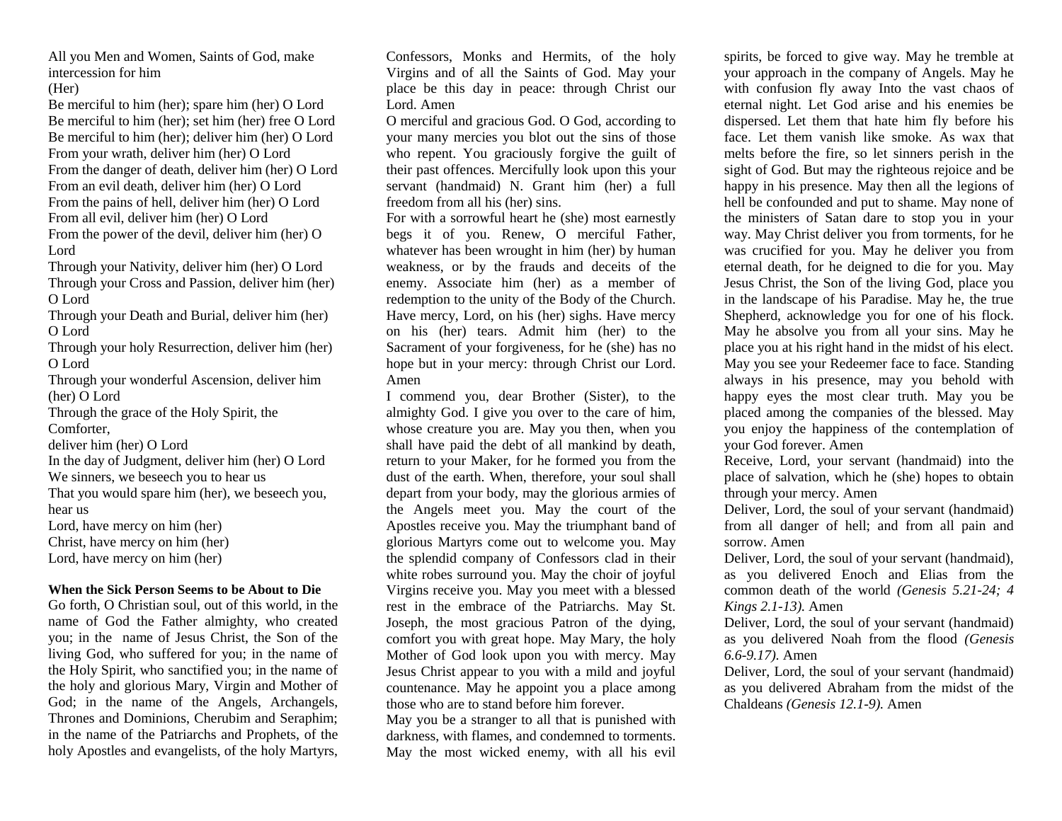All you Men and Women, Saints of God, make intercession for him
(Her)

Be merciful to him (her); spare him (her) O Lord
Be merciful to him (her); set him (her) free O Lord
Be merciful to him (her); deliver him (her) O Lord
From your wrath, deliver him (her) O Lord
From the danger of death, deliver him (her) O Lord
From an evil death, deliver him (her) O Lord
From the pains of hell, deliver him (her) O Lord
From all evil, deliver him (her) O Lord
From the power of the devil, deliver him (her) O Lord
Through your Nativity, deliver him (her) O Lord
Through your Cross and Passion, deliver him (her) O Lord
Through your Death and Burial, deliver him (her) O Lord
Through your holy Resurrection, deliver him (her) O Lord
Through your wonderful Ascension, deliver him (her) O Lord
Through the grace of the Holy Spirit, the Comforter,
deliver him (her) O Lord
In the day of Judgment, deliver him (her) O Lord
We sinners, we beseech you to hear us
That you would spare him (her), we beseech you, hear us
Lord, have mercy on him (her)
Christ, have mercy on him (her)
Lord, have mercy on him (her)

**When the Sick Person Seems to be About to Die**

Go forth, O Christian soul, out of this world, in the name of God the Father almighty, who created you; in the name of Jesus Christ, the Son of the living God, who suffered for you; in the name of the Holy Spirit, who sanctified you; in the name of the holy and glorious Mary, Virgin and Mother of God; in the name of the Angels, Archangels, Thrones and Dominions, Cherubim and Seraphim; in the name of the Patriarchs and Prophets, of the holy Apostles and evangelists, of the holy Martyrs, Confessors, Monks and Hermits, of the holy Virgins and of all the Saints of God. May your place be this day in peace: through Christ our Lord. Amen

O merciful and gracious God. O God, according to your many mercies you blot out the sins of those who repent. You graciously forgive the guilt of their past offences. Mercifully look upon this your servant (handmaid) N. Grant him (her) a full freedom from all his (her) sins.

For with a sorrowful heart he (she) most earnestly begs it of you. Renew, O merciful Father, whatever has been wrought in him (her) by human weakness, or by the frauds and deceits of the enemy. Associate him (her) as a member of redemption to the unity of the Body of the Church. Have mercy, Lord, on his (her) sighs. Have mercy on his (her) tears. Admit him (her) to the Sacrament of your forgiveness, for he (she) has no hope but in your mercy: through Christ our Lord. Amen

I commend you, dear Brother (Sister), to the almighty God. I give you over to the care of him, whose creature you are. May you then, when you shall have paid the debt of all mankind by death, return to your Maker, for he formed you from the dust of the earth. When, therefore, your soul shall depart from your body, may the glorious armies of the Angels meet you. May the court of the Apostles receive you. May the triumphant band of glorious Martyrs come out to welcome you. May the splendid company of Confessors clad in their white robes surround you. May the choir of joyful Virgins receive you. May you meet with a blessed rest in the embrace of the Patriarchs. May St. Joseph, the most gracious Patron of the dying, comfort you with great hope. May Mary, the holy Mother of God look upon you with mercy. May Jesus Christ appear to you with a mild and joyful countenance. May he appoint you a place among those who are to stand before him forever.

May you be a stranger to all that is punished with darkness, with flames, and condemned to torments. May the most wicked enemy, with all his evil spirits, be forced to give way. May he tremble at your approach in the company of Angels. May he with confusion fly away Into the vast chaos of eternal night. Let God arise and his enemies be dispersed. Let them that hate him fly before his face. Let them vanish like smoke. As wax that melts before the fire, so let sinners perish in the sight of God. But may the righteous rejoice and be happy in his presence. May then all the legions of hell be confounded and put to shame. May none of the ministers of Satan dare to stop you in your way. May Christ deliver you from torments, for he was crucified for you. May he deliver you from eternal death, for he deigned to die for you. May Jesus Christ, the Son of the living God, place you in the landscape of his Paradise. May he, the true Shepherd, acknowledge you for one of his flock. May he absolve you from all your sins. May he place you at his right hand in the midst of his elect. May you see your Redeemer face to face. Standing always in his presence, may you behold with happy eyes the most clear truth. May you be placed among the companies of the blessed. May you enjoy the happiness of the contemplation of your God forever. Amen

Receive, Lord, your servant (handmaid) into the place of salvation, which he (she) hopes to obtain through your mercy. Amen

Deliver, Lord, the soul of your servant (handmaid) from all danger of hell; and from all pain and sorrow. Amen

Deliver, Lord, the soul of your servant (handmaid), as you delivered Enoch and Elias from the common death of the world *(Genesis 5.21-24; 4 Kings 2.1-13).* Amen

Deliver, Lord, the soul of your servant (handmaid) as you delivered Noah from the flood *(Genesis 6.6-9.17).* Amen

Deliver, Lord, the soul of your servant (handmaid) as you delivered Abraham from the midst of the Chaldeans *(Genesis 12.1-9).* Amen